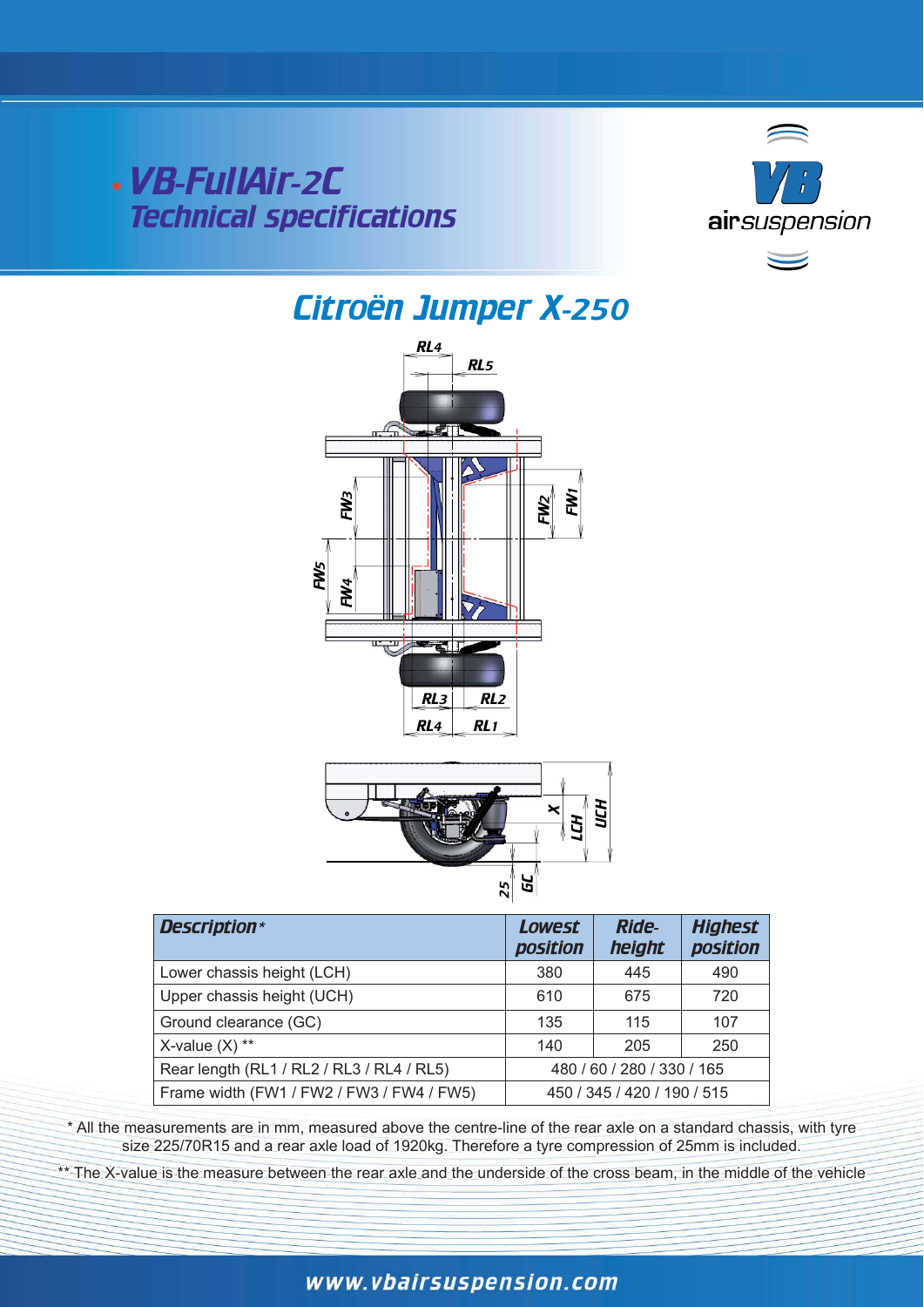# VB-FullAir-2C
## Technical specifications

airsuspension

## Citroën Jumper X-250

| *Description\** | *Lowest position* | *Ride-height* | *Highest position* |
|---|---|---|---|
| Lower chassis height (LCH) | 380 | 445 | 490 |
| Upper chassis height (UCH) | 610 | 675 | 720 |
| Ground clearance (GC) | 135 | 115 | 107 |
| X-value (X) ** | 140 | 205 | 250 |
| Rear length (RL1 / RL2 / RL3 / RL4 / RL5) | 480 / 60 / 280 / 330 / 165 | | |
| Frame width (FW1 / FW2 / FW3 / FW4 / FW5) | 450 / 345 / 420 / 190 / 515 | | |

\* All the measurements are in mm, measured above the centre-line of the rear axle on a standard chassis, with tyre size 225/70R15 and a rear axle load of 1920kg. Therefore a tyre compression of 25mm is included.

** The X-value is the measure between the rear axle and the underside of the cross beam, in the middle of the vehicle

www.vbairsuspension.com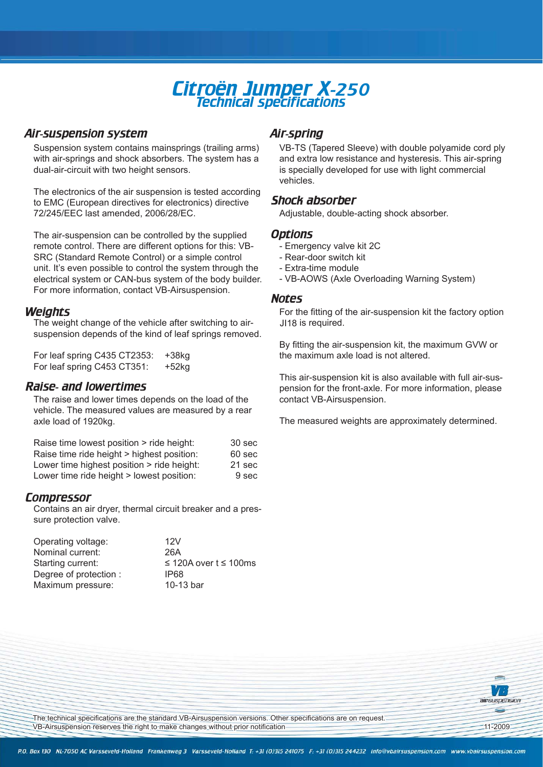# Citroën Jumper X-250
## Technical specifications

### Air-suspension system

Suspension system contains mainsprings (trailing arms) with air-springs and shock absorbers. The system has a dual-air-circuit with two height sensors.

The electronics of the air suspension is tested according to EMC (European directives for electronics) directive 72/245/EEC last amended, 2006/28/EC.

The air-suspension can be controlled by the supplied remote control. There are different options for this: VB-SRC (Standard Remote Control) or a simple control unit. It's even possible to control the system through the electrical system or CAN-bus system of the body builder. For more information, contact VB-Airsuspension.

### Weights

The weight change of the vehicle after switching to air-suspension depends of the kind of leaf springs removed.

| | |
|---|---|
| For leaf spring C435 CT2353: | +38kg |
| For leaf spring C453 CT351: | +52kg |

### Raise- and lowertimes

The raise and lower times depends on the load of the vehicle. The measured values are measured by a rear axle load of 1920kg.

| | |
|---|---|
| Raise time lowest position > ride height: | 30 sec |
| Raise time ride height > highest position: | 60 sec |
| Lower time highest position > ride height: | 21 sec |
| Lower time ride height > lowest position: | 9 sec |

### Compressor

Contains an air dryer, thermal circuit breaker and a pressure protection valve.

| | |
|---|---|
| Operating voltage: | 12V |
| Nominal current: | 26A |
| Starting current: | ≤ 120A over t ≤ 100ms |
| Degree of protection : | IP68 |
| Maximum pressure: | 10-13 bar |

### Air-spring

VB-TS (Tapered Sleeve) with double polyamide cord ply and extra low resistance and hysteresis. This air-spring is specially developed for use with light commercial vehicles.

### Shock absorber

Adjustable, double-acting shock absorber.

### Options

- Emergency valve kit 2C
- Rear-door switch kit
- Extra-time module
- VB-AOWS (Axle Overloading Warning System)

### Notes

For the fitting of the air-suspension kit the factory option JI18 is required.

By fitting the air-suspension kit, the maximum GVW or the maximum axle load is not altered.

This air-suspension kit is also available with full air-suspension for the front-axle. For more information, please contact VB-Airsuspension.

The measured weights are approximately determined.

The technical specifications are the standard VB-Airsuspension versions. Other specifications are on request.
VB-Airsuspension reserves the right to make changes without prior notification

11-2009

P.O. Box 130 NL-7050 AC Varsseveld-Holland Frankenweg 3 Varsseveld-Holland T: +31 (0)315 241075 F: +31 (0)315 244232 info@vbairsuspension.com www.vbairsuspension.com